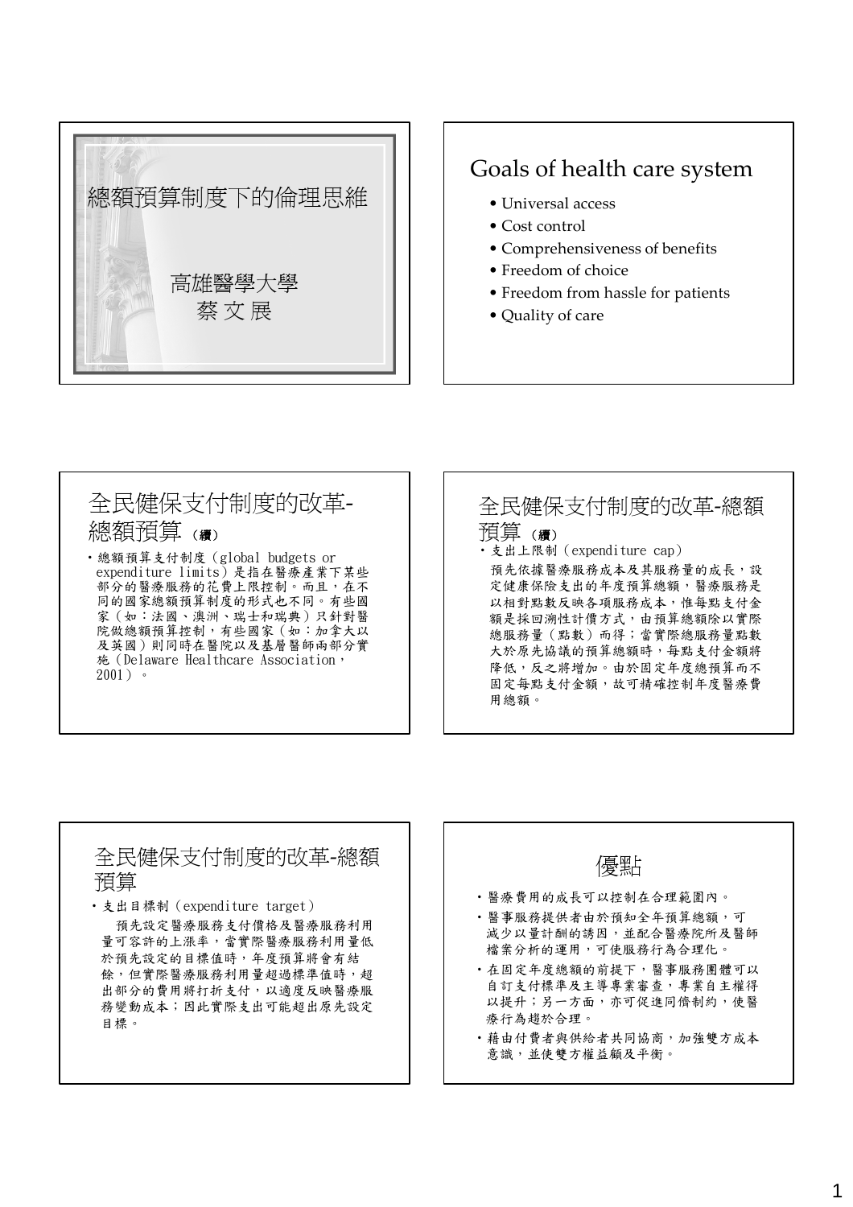# 總額預算制度下的倫理思維

高雄醫學大學

蔡 文 展

## Goals of health care system

- Universal access
- Cost control
- Comprehensiveness of benefits
- Freedom of choice
- Freedom from hassle for patients
- Quality of care

## 全民健保支付制度的改革-總額預算 (續)

- 總額預算支付制度(global budgets or expenditure limits)是指在醫療產業下某些部分的醫療服務的花費上限控制。而且，在不同的國家總額預算制度的形式也不同。有些國家(如：法國、澳洲、瑞士和瑞典)只針對醫院做總額預算控制，有些國家(如：加拿大以及英國)則同時在醫院以及基層醫師兩部分實施(Delaware Healthcare Association，2001)。

## 全民健保支付制度的改革-總額預算 (續)

- 支出上限制(expenditure cap)

  預先依據醫療服務成本及其服務量的成長，設定健康保險支出的年度預算總額，醫療服務是以相對點數反映各項服務成本，惟每點支付金額是採回溯性計價方式，由預算總額除以實際總服務量(點數)而得；當實際總服務量點數大於原先協議的預算總額時，每點支付金額將降低，反之將增加。由於固定年度總預算而不固定每點支付金額，故可精確控制年度醫療費用總額。

## 全民健保支付制度的改革-總額預算

- 支出目標制(expenditure target)

  預先設定醫療服務支付價格及醫療服務利用量可容許的上漲率，當實際醫療服務利用量低於預先設定的目標值時，年度預算將會有結餘，但實際醫療服務利用量超過標準值時，超出部分的費用將打折支付，以適度反映醫療服務變動成本；因此實際支出可能超出原先設定目標。

## 優點

- 醫療費用的成長可以控制在合理範圍內。
- 醫事服務提供者由於預知全年預算總額，可減少以量計酬的誘因，並配合醫療院所及醫師檔案分析的運用，可使服務行為合理化。
- 在固定年度總額的前提下，醫事服務團體可以自訂支付標準及主導專業審查，專業自主權得以提升；另一方面，亦可促進同儕制約，使醫療行為趨於合理。
- 藉由付費者與供給者共同協商，加強雙方成本意識，並使雙方權益顧及平衡。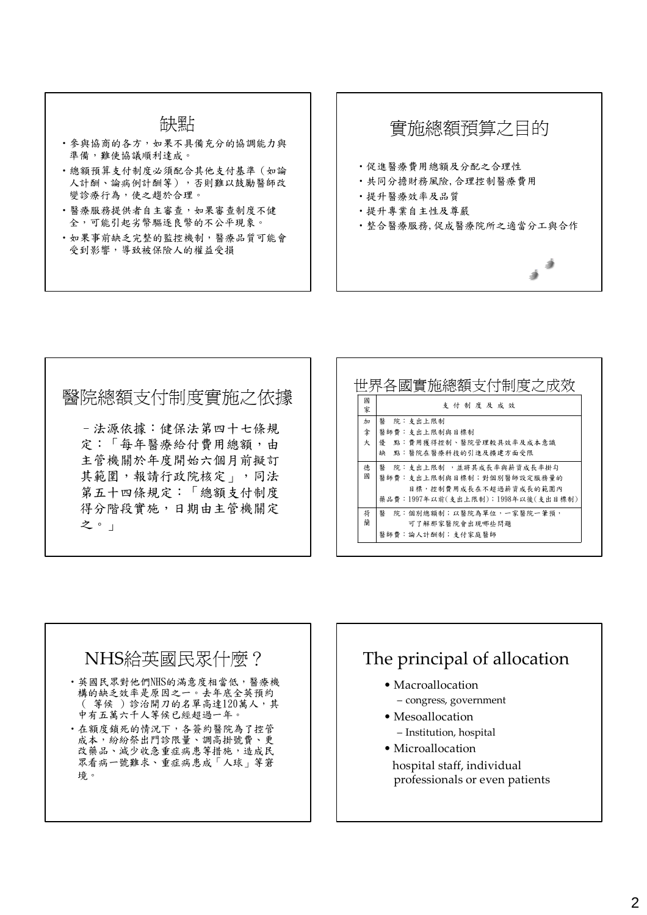## 缺點

- 參與協商的各方，如果不具備充分的協調能力與準備，難使協議順利達成。
- 總額預算支付制度必須配合其他支付基準（如論人計酬、論病例計酬等），否則難以鼓勵醫師改變診療行為，使之趨於合理。
- 醫療服務提供者自主審查，如果審查制度不健全，可能引起劣幣驅逐良幣的不公平現象。
- 如果事前缺乏完整的監控機制，醫療品質可能會受到影響，導致被保險人的權益受損

## 實施總額預算之目的

- 促進醫療費用總額及分配之合理性
- 共同分擔財務風險, 合理控制醫療費用
- 提升醫療效率及品質
- 提升專業自主性及尊嚴
- 整合醫療服務, 促成醫療院所之適當分工與合作

## 醫院總額支付制度實施之依據

– 法源依據：健保法第四十七條規定：「每年醫療給付費用總額，由主管機關於年度開始六個月前擬訂其範圍，報請行政院核定」，同法第五十四條規定：「總額支付制度得分階段實施，日期由主管機關定之。」

## 世界各國實施總額支付制度之成效

| 國家 | 支付制度及成效 |
|---|---|
| 加拿大 | 醫　院：支出上限制<br>醫師費：支出上限制與目標制<br>優　點：費用獲得控制、醫院管理較具效率及成本意識<br>缺　點：醫院在醫療科技的引進及擴建方面受限 |
| 德國 | 醫　院：支出上限制 ，並將其成長率與薪資成長率掛勾<br>醫師費：支出上限制與目標制；對個別醫師設定服務量的目標，控制費用成長在不超過薪資成長的範圍內<br>藥品費：1997年以前(支出上限制)；1998年以後(支出目標制) |
| 荷蘭 | 醫　院：個別總額制；以醫院為單位，一家醫院一筆預，可了解那家醫院會出現哪些問題<br>醫師費：論人計酬制；支付家庭醫師 |

## NHS給英國民眾什麼？

- 英國民眾對他們NHS的滿意度相當低，醫療機構的缺乏效率是原因之一。去年底全英預約（ 等候 ）診治開刀的名單高達120萬人，其中有五萬六千人等候已經超過一年。
- 在額度鎖死的情況下，各簽約醫院為了控管成本，紛紛祭出門診限量、調高掛號費、更改藥品、減少收急重症病患等措施，造成民眾看病一號難求、重症病患成「人球」等窘境。

## The principal of allocation

- Macroallocation
  - congress, government
- Mesoallocation
  - Institution, hospital
- Microallocation
  hospital staff, individual professionals or even patients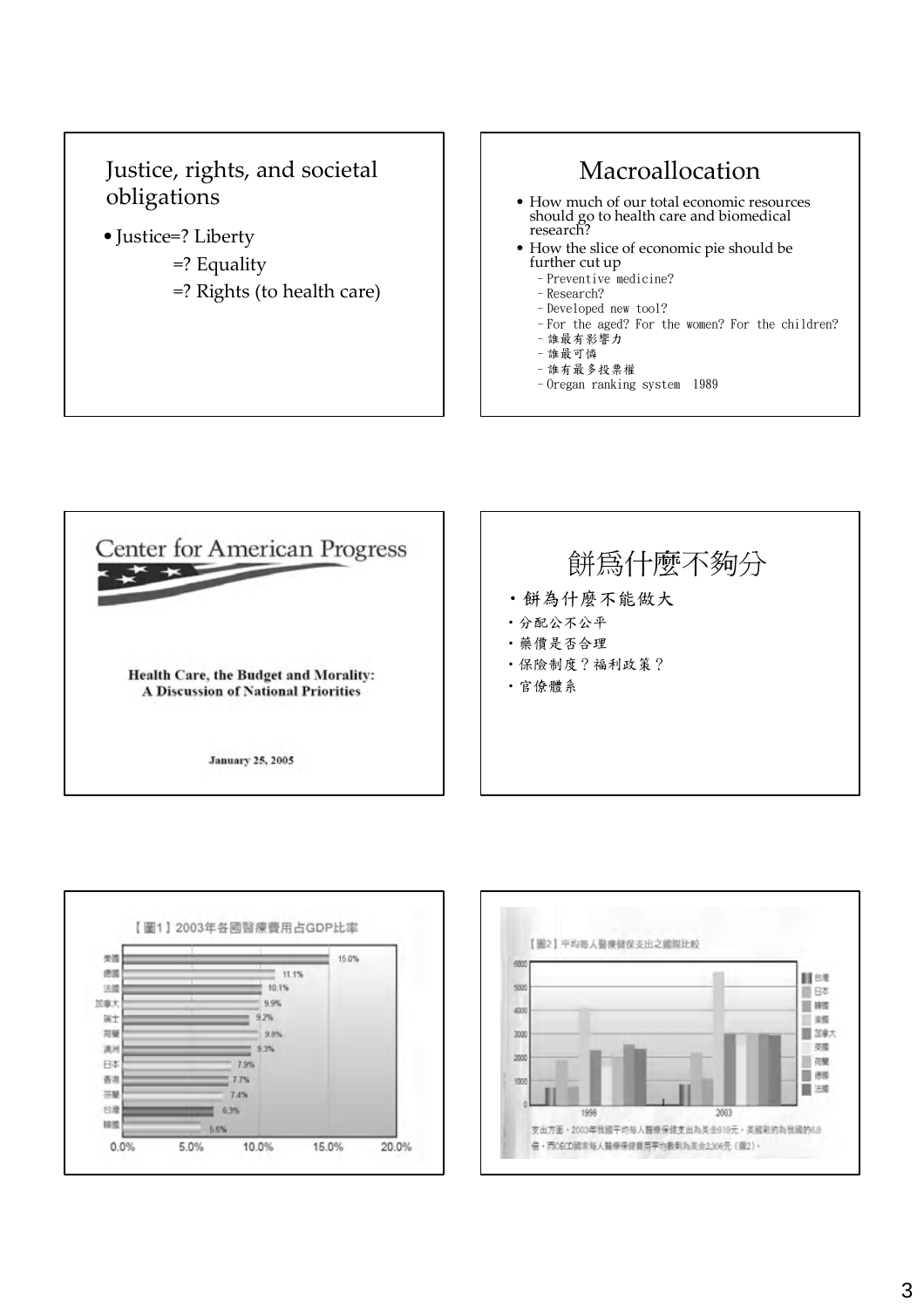## Justice, rights, and societal obligations

- Justice=? Liberty
  - =? Equality
  - =? Rights (to health care)

## Macroallocation

- How much of our total economic resources should go to health care and biomedical research?
- How the slice of economic pie should be further cut up
  - Preventive medicine?
  - Research?
  - Developed new tool?
  - For the aged? For the women? For the children?
  - 誰最有影響力
  - 誰最可憐
  - 誰有最多投票權
  - Oregan ranking system 1989

## Center for American Progress

**Health Care, the Budget and Morality: A Discussion of National Priorities**

**January 25, 2005**

## 餅爲什麼不夠分

- 餅為什麼不能做大
- 分配公不公平
- 藥價是否合理
- 保險制度？福利政策？
- 官僚體系

【圖1】2003年各國醫療費用占GDP比率

| 國家 | 比率 |
|---|---|
| 美國 | 15.0% |
| 德國 | 11.1% |
| 法國 | 10.1% |
| 加拿大 | 9.9% |
| 瑞士 | 9.2% |
| 荷蘭 | 9.8% |
| 澳州 | 9.3% |
| 日本 | 7.9% |
| 香港 | 7.7% |
| 芬蘭 | 7.4% |
| 台灣 | 6.3% |
| 韓國 | 5.6% |

【圖2】平均每人醫療健保支出之國際比較

支出方面，2003年我國平均每人醫療保健支出為美金810元，美國則約為我國的6.8倍，而OECD國家每人醫療保健費用平均數則為美金2,306元（圖2）。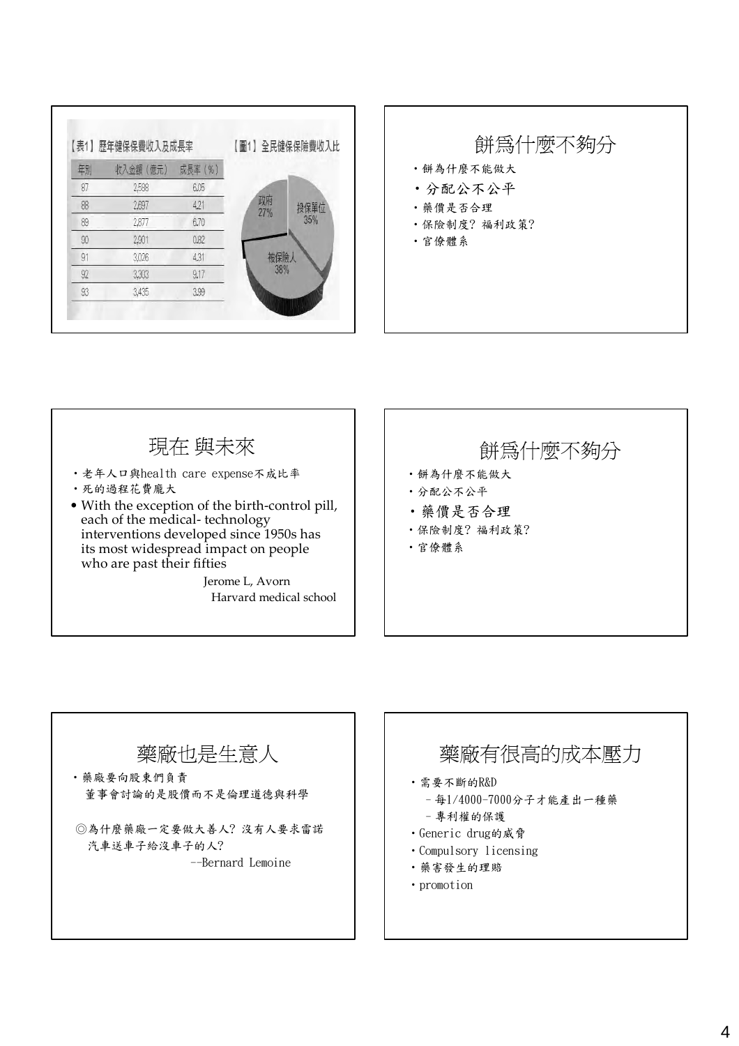【表1】歷年健保保費收入及成長率

| 年別 | 收入金額（億元） | 成長率（%） |
| --- | --- | --- |
| 87 | 2,588 | 6.05 |
| 88 | 2,697 | 4.21 |
| 89 | 2,877 | 6.70 |
| 90 | 2,901 | 0.82 |
| 91 | 3,026 | 4.31 |
| 92 | 3,303 | 9.17 |
| 93 | 3,435 | 3.99 |

【圖1】全民健保保險費收入比

- 政府 27%
- 投保單位 35%
- 被保險人 38%

## 餅爲什麼不夠分

- 餅為什麼不能做大
- **分配公不公平**
- 藥價是否合理
- 保險制度？福利政策？
- 官僚體系

## 現在 與未來

- 老年人口與health care expense不成比率
- 死的過程花費龐大
- With the exception of the birth-control pill, each of the medical- technology interventions developed since 1950s has its most widespread impact on people who are past their fifties

  Jerome L, Avorn
  Harvard medical school

## 餅爲什麼不夠分

- 餅為什麼不能做大
- 分配公不公平
- **藥價是否合理**
- 保險制度？福利政策？
- 官僚體系

## 藥廠也是生意人

- 藥廠要向股東們負責
  董事會討論的是股價而不是倫理道德與科學

◎為什麼藥廠一定要做大善人？沒有人要求雷諾汽車送車子給沒車子的人？

--Bernard Lemoine

## 藥廠有很高的成本壓力

- 需要不斷的R&D
  - 每1/4000-7000分子才能產出一種藥
  - 專利權的保護
- Generic drug的威脅
- Compulsory licensing
- 藥害發生的理賠
- promotion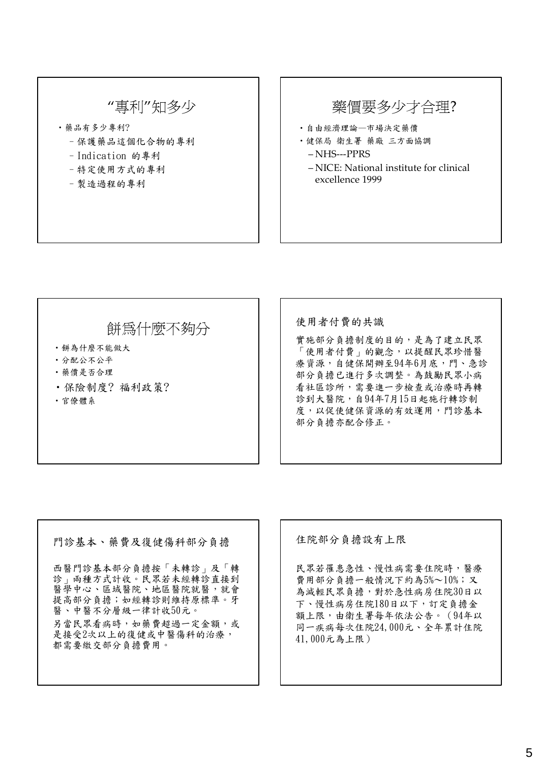## “專利”知多少

- 藥品有多少專利?
  - 保護藥品這個化合物的專利
  - Indication 的專利
  - 特定使用方式的專利
  - 製造過程的專利

## 藥價要多少才合理?

- 自由經濟理論—市場決定藥價
- 健保局 衛生署 藥廠 三方面協調
  - NHS---PPRS
  - NICE: National institute for clinical excellence 1999

## 餅為什麼不夠分

- 餅為什麼不能做大
- 分配公不公平
- 藥價是否合理
- 保險制度? 福利政策?
- 官僚體系

## 使用者付費的共識

實施部分負擔制度的目的，是為了建立民眾「使用者付費」的觀念，以提醒民眾珍惜醫療資源，自健保開辦至94年6月底，門、急診部分負擔已進行多次調整。為鼓勵民眾小病看社區診所，需要進一步檢查或治療時再轉診到大醫院，自94年7月15日起施行轉診制度，以促使健保資源的有效運用，門診基本部分負擔亦配合修正。

## 門診基本、藥費及復健傷科部分負擔

西醫門診基本部分負擔按「未轉診」及「轉診」兩種方式計收。民眾若未經轉診直接到醫學中心、區域醫院、地區醫院就醫，就會提高部分負擔；如經轉診則維持原標準。牙醫、中醫不分層級一律計收50元。

另當民眾看病時，如藥費超過一定金額，或是接受2次以上的復健或中醫傷科的治療，都需要繳交部分負擔費用。

## 住院部分負擔設有上限

民眾若罹患急性、慢性病需要住院時，醫療費用部分負擔一般情況下約為5%～10%；又為減輕民眾負擔，對於急性病房住院30日以下、慢性病房住院180日以下，訂定負擔金額上限，由衛生署每年依法公告。（94年以同一疾病每次住院24,000元、全年累計住院41,000元為上限）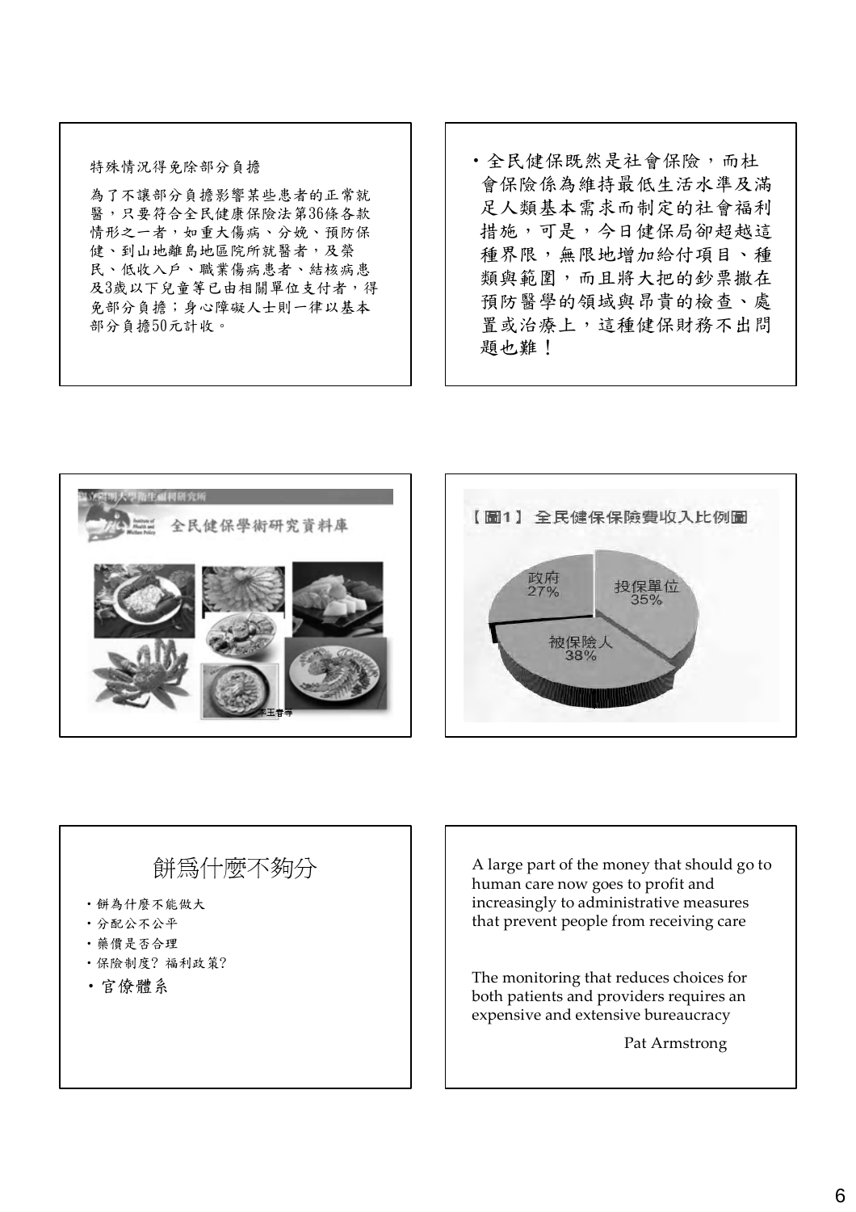特殊情況得免除部分負擔

為了不讓部分負擔影響某些患者的正常就醫，只要符合全民健康保險法第36條各款情形之一者，如重大傷病、分娩、預防保健、到山地離島地區院所就醫者，及榮民、低收入戶、職業傷病患者、結核病患及3歲以下兒童等已由相關單位支付者，得免部分負擔；身心障礙人士則一律以基本部分負擔50元計收。

- 全民健保既然是社會保險，而杜會保險係為維持最低生活水準及滿足人類基本需求而制定的社會福利措施，可是，今日健保局卻超越這種界限，無限地增加給付項目、種類與範圍，而且將大把的鈔票撒在預防醫學的領域與昂貴的檢查、處置或治療上，這種健保財務不出問題也難！

全民健保學術研究資料庫

【圖1】 全民健保保險費收入比例圖

- 政府 27%
- 投保單位 35%
- 被保險人 38%

# 餅爲什麼不夠分

- 餅為什麼不能做大
- 分配公不公平
- 藥價是否合理
- 保險制度？福利政策？
- 官僚體系

A large part of the money that should go to human care now goes to profit and increasingly to administrative measures that prevent people from receiving care

The monitoring that reduces choices for both patients and providers requires an expensive and extensive bureaucracy

Pat Armstrong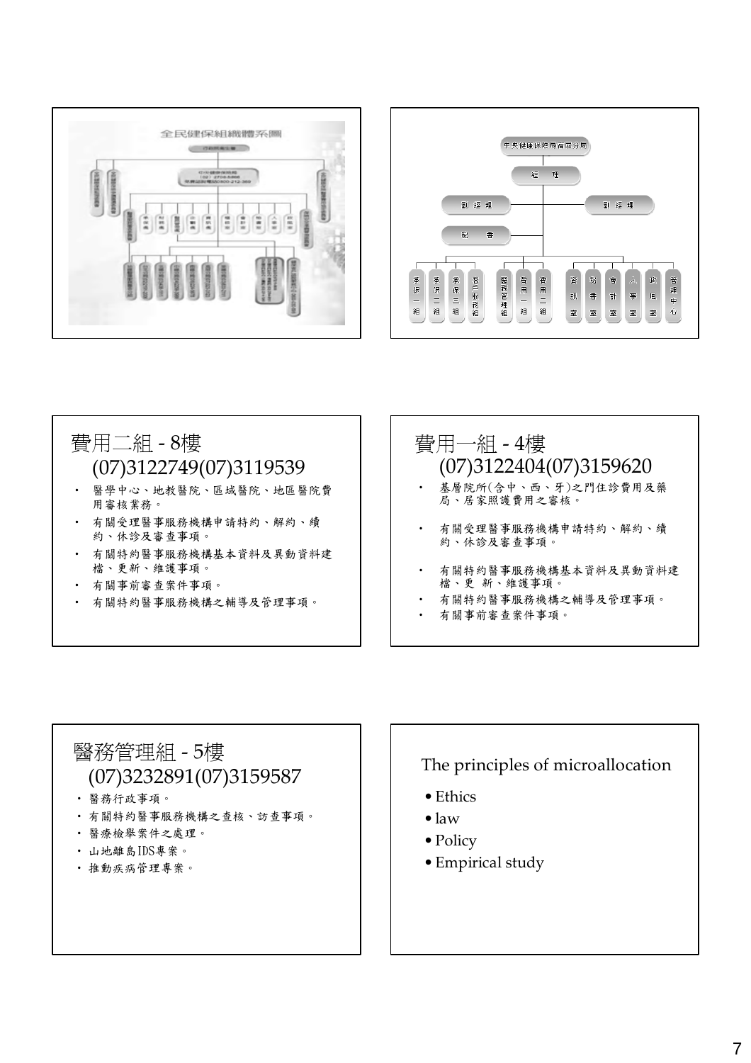全民健保組織體系圖

中央健康保險局高屏分局

經理

副經理　副經理

秘書

承保一組　承保二組　承保三組　自墊核退組　醫務管理組　費用一組　費用二組　資訊室　秘書室　會計室　人事室　政風室　管理中心

## 費用二組 - 8樓 (07)3122749(07)3119539

- 醫學中心、地教醫院、區域醫院、地區醫院費用審核業務。
- 有關受理醫事服務機構申請特約、解約、續約、休診及審查事項。
- 有關特約醫事服務機構基本資料及異動資料建檔、更新、維護事項。
- 有關事前審查案件事項。
- 有關特約醫事服務機構之輔導及管理事項。

## 費用一組 - 4樓 (07)3122404(07)3159620

- 基層院所(含中、西、牙)之門住診費用及藥局、居家照護費用之審核。
- 有關受理醫事服務機構申請特約、解約、續約、休診及審查事項。
- 有關特約醫事服務機構基本資料及異動資料建檔、更 新、維護事項。
- 有關特約醫事服務機構之輔導及管理事項。
- 有關事前審查案件事項。

## 醫務管理組 - 5樓 (07)3232891(07)3159587

- 醫務行政事項。
- 有關特約醫事服務機構之查核、訪查事項。
- 醫療檢舉案件之處理。
- 山地離島IDS專案。
- 推動疾病管理專案。

## The principles of microallocation

- Ethics
- law
- Policy
- Empirical study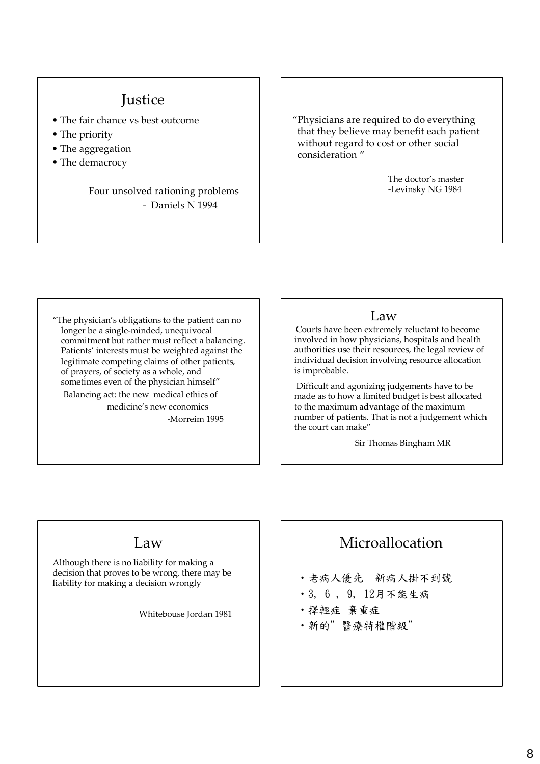## Justice

- The fair chance vs best outcome
- The priority
- The aggregation
- The demacrocy

Four unsolved rationing problems
- Daniels N 1994

---

"Physicians are required to do everything that they believe may benefit each patient without regard to cost or other social consideration "

The doctor's master
-Levinsky NG 1984

---

"The physician's obligations to the patient can no longer be a single-minded, unequivocal commitment but rather must reflect a balancing. Patients' interests must be weighted against the legitimate competing claims of other patients, of prayers, of society as a whole, and sometimes even of the physician himself"

Balancing act: the new medical ethics of medicine's new economics
-Morreim 1995

---

## Law

Courts have been extremely reluctant to become involved in how physicians, hospitals and health authorities use their resources, the legal review of individual decision involving resource allocation is improbable.

Difficult and agonizing judgements have to be made as to how a limited budget is best allocated to the maximum advantage of the maximum number of patients. That is not a judgement which the court can make"

Sir Thomas Bingham MR

---

## Law

Although there is no liability for making a decision that proves to be wrong, there may be liability for making a decision wrongly

Whitebouse Jordan 1981

---

## Microallocation

- 老病人優先　新病人掛不到號
- 3, 6 , 9, 12月不能生病
- 擇輕症 棄重症
- 新的”醫療特權階級”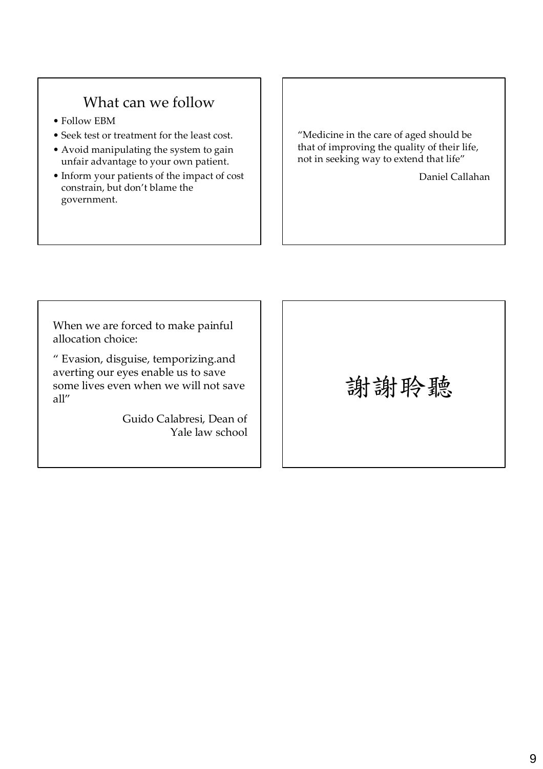## What can we follow

- Follow EBM
- Seek test or treatment for the least cost.
- Avoid manipulating the system to gain unfair advantage to your own patient.
- Inform your patients of the impact of cost constrain, but don't blame the government.

"Medicine in the care of aged should be that of improving the quality of their life, not in seeking way to extend that life"

Daniel Callahan

When we are forced to make painful allocation choice:

" Evasion, disguise, temporizing.and averting our eyes enable us to save some lives even when we will not save all"

Guido Calabresi, Dean of Yale law school

# 謝謝聆聽